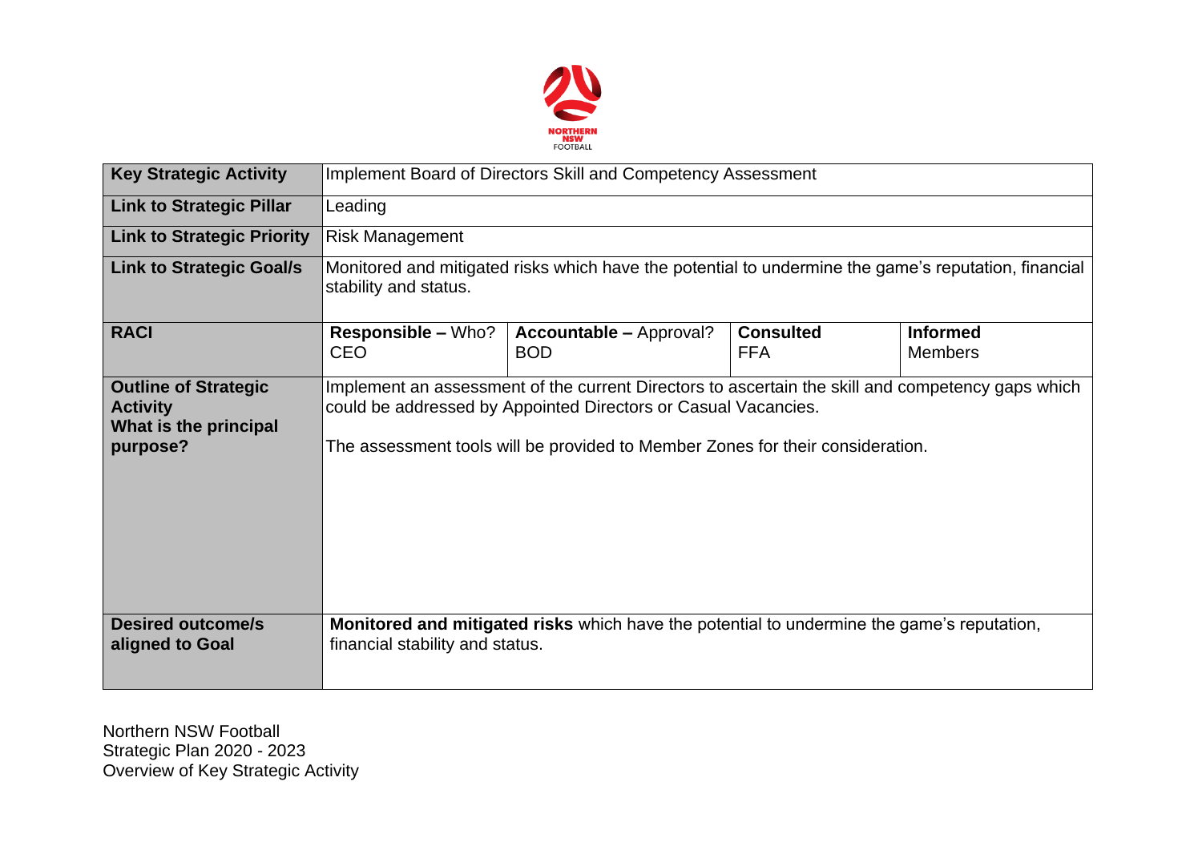NORTHERN NSW FOOTBALL

| Key Strategic Activity | Implement Board of Directors Skill and Competency Assessment | | | |
|---|---|---|---|---|
| **Link to Strategic Pillar** | Leading | | | |
| **Link to Strategic Priority** | Risk Management | | | |
| **Link to Strategic Goal/s** | Monitored and mitigated risks which have the potential to undermine the game's reputation, financial stability and status. | | | |
| **RACI** | **Responsible –** Who?<br>CEO | **Accountable –** Approval?<br>BOD | **Consulted**<br>FFA | **Informed**<br>Members |
| **Outline of Strategic Activity**<br>**What is the principal purpose?** | Implement an assessment of the current Directors to ascertain the skill and competency gaps which could be addressed by Appointed Directors or Casual Vacancies.<br><br>The assessment tools will be provided to Member Zones for their consideration. | | | |
| **Desired outcome/s aligned to Goal** | **Monitored and mitigated risks** which have the potential to undermine the game's reputation, financial stability and status. | | | |

Northern NSW Football
Strategic Plan 2020 - 2023
Overview of Key Strategic Activity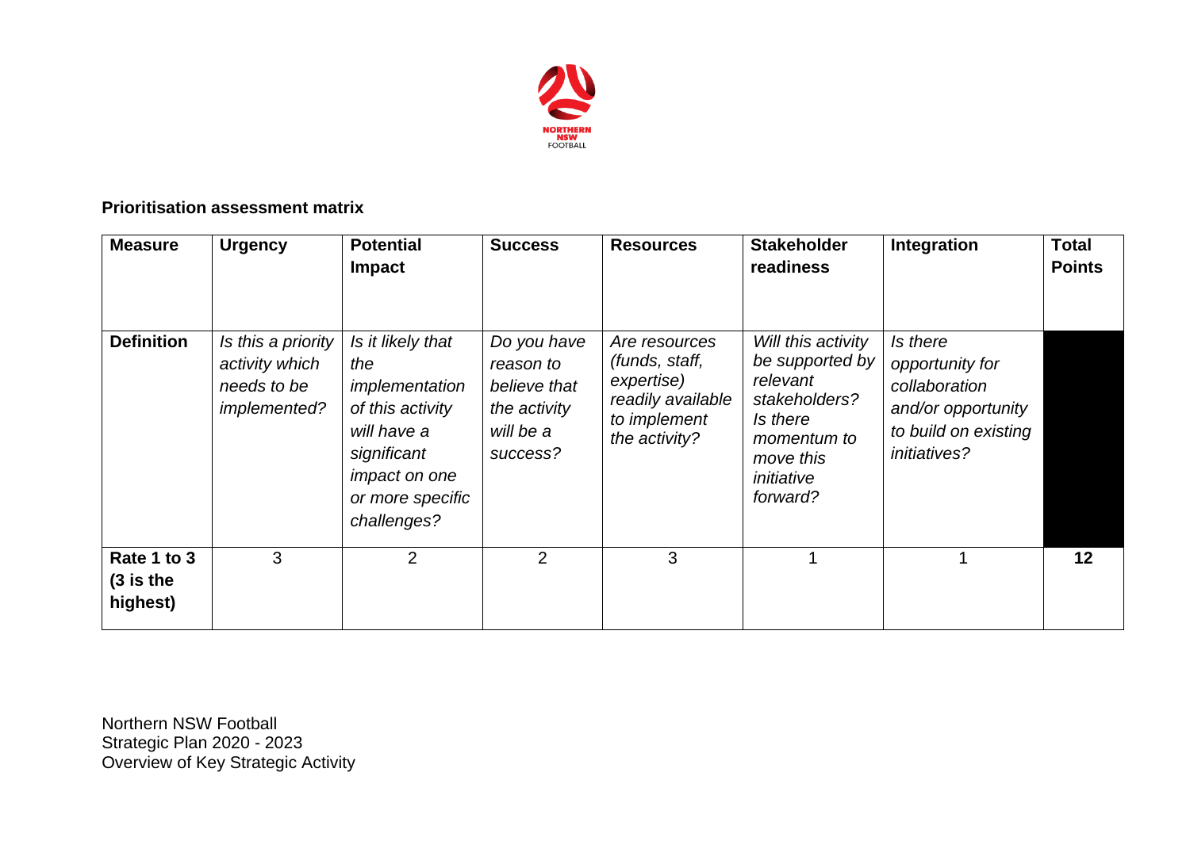**Prioritisation assessment matrix**

| Measure | Urgency | Potential Impact | Success | Resources | Stakeholder readiness | Integration | Total Points |
|---|---|---|---|---|---|---|---|
| **Definition** | *Is this a priority activity which needs to be implemented?* | *Is it likely that the implementation of this activity will have a significant impact on one or more specific challenges?* | *Do you have reason to believe that the activity will be a success?* | *Are resources (funds, staff, expertise) readily available to implement the activity?* | *Will this activity be supported by relevant stakeholders? Is there momentum to move this initiative forward?* | *Is there opportunity for collaboration and/or opportunity to build on existing initiatives?* | |
| **Rate 1 to 3 (3 is the highest)** | 3 | 2 | 2 | 3 | 1 | 1 | **12** |

Northern NSW Football
Strategic Plan 2020 - 2023
Overview of Key Strategic Activity